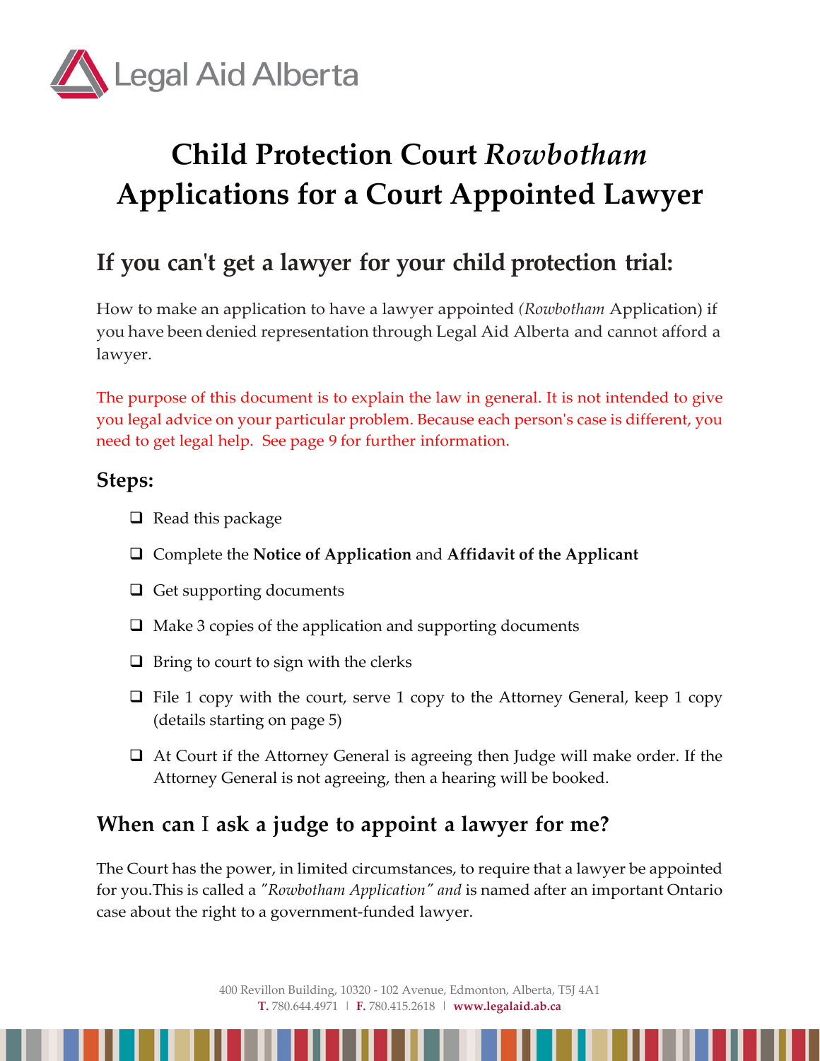# Child Protection Court *Rowbotham* Applications for a Court Appointed Lawyer

## If you can't get a lawyer for your child protection trial:

How to make an application to have a lawyer appointed *(Rowbotham* Application) if you have been denied representation through Legal Aid Alberta and cannot afford a lawyer.

The purpose of this document is to explain the law in general. It is not intended to give you legal advice on your particular problem. Because each person's case is different, you need to get legal help. See page 9 for further information.

### Steps:

- ❑ Read this package
- ❑ Complete the **Notice of Application** and **Affidavit of the Applicant**
- ❑ Get supporting documents
- ❑ Make 3 copies of the application and supporting documents
- ❑ Bring to court to sign with the clerks
- ❑ File 1 copy with the court, serve 1 copy to the Attorney General, keep 1 copy (details starting on page 5)
- ❑ At Court if the Attorney General is agreeing then Judge will make order. If the Attorney General is not agreeing, then a hearing will be booked.

## When can I ask a judge to appoint a lawyer for me?

The Court has the power, in limited circumstances, to require that a lawyer be appointed for you.This is called a *"Rowbotham Application" and* is named after an important Ontario case about the right to a government-funded lawyer.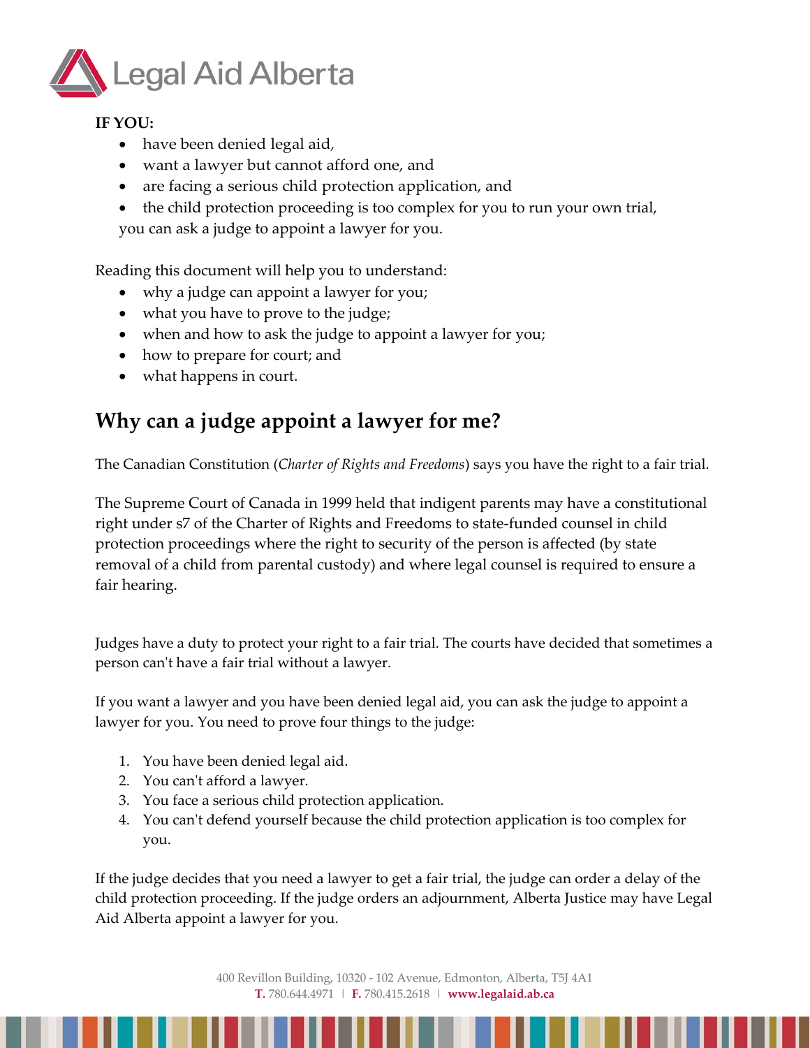**IF YOU:**

- have been denied legal aid,
- want a lawyer but cannot afford one, and
- are facing a serious child protection application, and
- the child protection proceeding is too complex for you to run your own trial,

you can ask a judge to appoint a lawyer for you.

Reading this document will help you to understand:

- why a judge can appoint a lawyer for you;
- what you have to prove to the judge;
- when and how to ask the judge to appoint a lawyer for you;
- how to prepare for court; and
- what happens in court.

## Why can a judge appoint a lawyer for me?

The Canadian Constitution (*Charter of Rights and Freedoms*) says you have the right to a fair trial.

The Supreme Court of Canada in 1999 held that indigent parents may have a constitutional right under s7 of the Charter of Rights and Freedoms to state-funded counsel in child protection proceedings where the right to security of the person is affected (by state removal of a child from parental custody) and where legal counsel is required to ensure a fair hearing.

Judges have a duty to protect your right to a fair trial. The courts have decided that sometimes a person can't have a fair trial without a lawyer.

If you want a lawyer and you have been denied legal aid, you can ask the judge to appoint a lawyer for you. You need to prove four things to the judge:

1. You have been denied legal aid.
2. You can't afford a lawyer.
3. You face a serious child protection application.
4. You can't defend yourself because the child protection application is too complex for you.

If the judge decides that you need a lawyer to get a fair trial, the judge can order a delay of the child protection proceeding. If the judge orders an adjournment, Alberta Justice may have Legal Aid Alberta appoint a lawyer for you.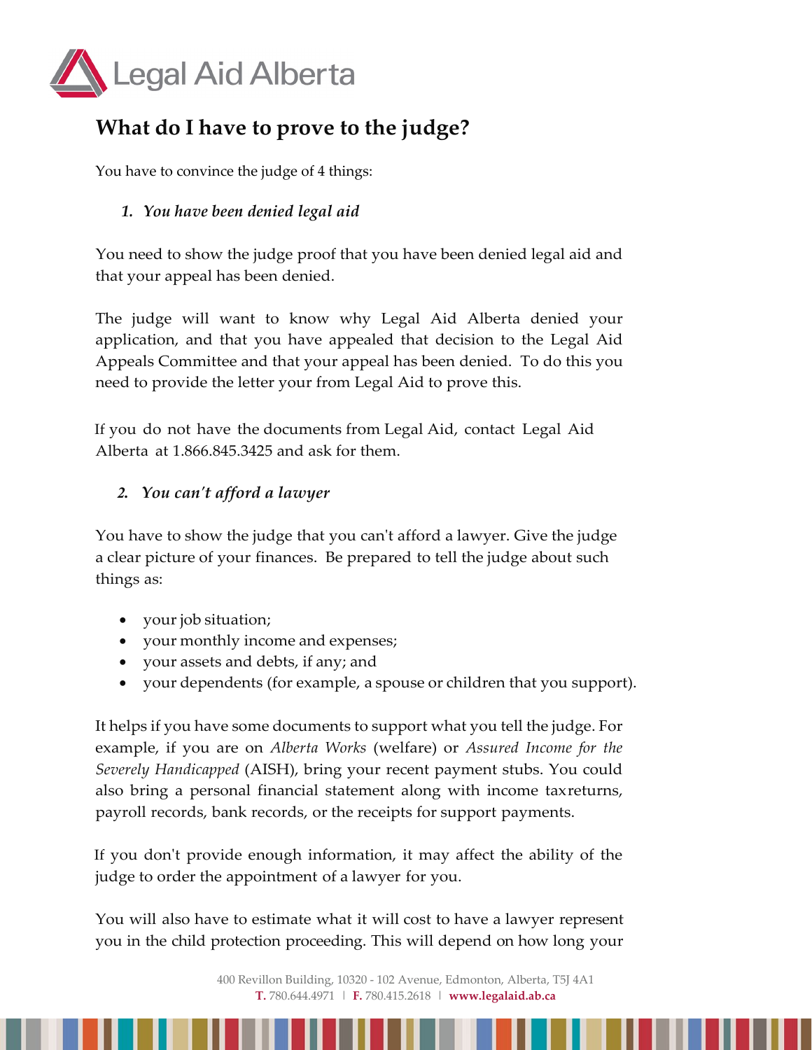## What do I have to prove to the judge?

You have to convince the judge of 4 things:

### *1. You have been denied legal aid*

You need to show the judge proof that you have been denied legal aid and that your appeal has been denied.

The judge will want to know why Legal Aid Alberta denied your application, and that you have appealed that decision to the Legal Aid Appeals Committee and that your appeal has been denied. To do this you need to provide the letter your from Legal Aid to prove this.

If you do not have the documents from Legal Aid, contact Legal Aid Alberta at 1.866.845.3425 and ask for them.

### *2. You can't afford a lawyer*

You have to show the judge that you can't afford a lawyer. Give the judge a clear picture of your finances. Be prepared to tell the judge about such things as:

- your job situation;
- your monthly income and expenses;
- your assets and debts, if any; and
- your dependents (for example, a spouse or children that you support).

It helps if you have some documents to support what you tell the judge. For example, if you are on *Alberta Works* (welfare) or *Assured Income for the Severely Handicapped* (AISH), bring your recent payment stubs. You could also bring a personal financial statement along with income taxreturns, payroll records, bank records, or the receipts for support payments.

If you don't provide enough information, it may affect the ability of the judge to order the appointment of a lawyer for you.

You will also have to estimate what it will cost to have a lawyer represent you in the child protection proceeding. This will depend on how long your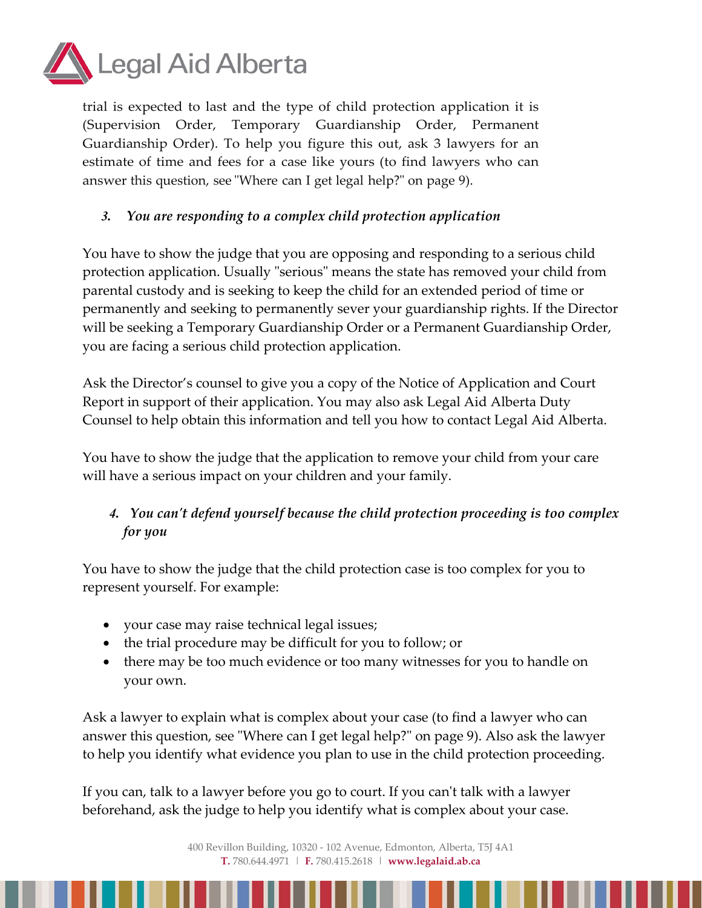trial is expected to last and the type of child protection application it is (Supervision Order, Temporary Guardianship Order, Permanent Guardianship Order). To help you figure this out, ask 3 lawyers for an estimate of time and fees for a case like yours (to find lawyers who can answer this question, see "Where can I get legal help?" on page 9).

### *3. You are responding to a complex child protection application*

You have to show the judge that you are opposing and responding to a serious child protection application. Usually "serious" means the state has removed your child from parental custody and is seeking to keep the child for an extended period of time or permanently and seeking to permanently sever your guardianship rights. If the Director will be seeking a Temporary Guardianship Order or a Permanent Guardianship Order, you are facing a serious child protection application.

Ask the Director's counsel to give you a copy of the Notice of Application and Court Report in support of their application. You may also ask Legal Aid Alberta Duty Counsel to help obtain this information and tell you how to contact Legal Aid Alberta.

You have to show the judge that the application to remove your child from your care will have a serious impact on your children and your family.

### *4. You can't defend yourself because the child protection proceeding is too complex for you*

You have to show the judge that the child protection case is too complex for you to represent yourself. For example:

- your case may raise technical legal issues;
- the trial procedure may be difficult for you to follow; or
- there may be too much evidence or too many witnesses for you to handle on your own.

Ask a lawyer to explain what is complex about your case (to find a lawyer who can answer this question, see "Where can I get legal help?" on page 9). Also ask the lawyer to help you identify what evidence you plan to use in the child protection proceeding.

If you can, talk to a lawyer before you go to court. If you can't talk with a lawyer beforehand, ask the judge to help you identify what is complex about your case.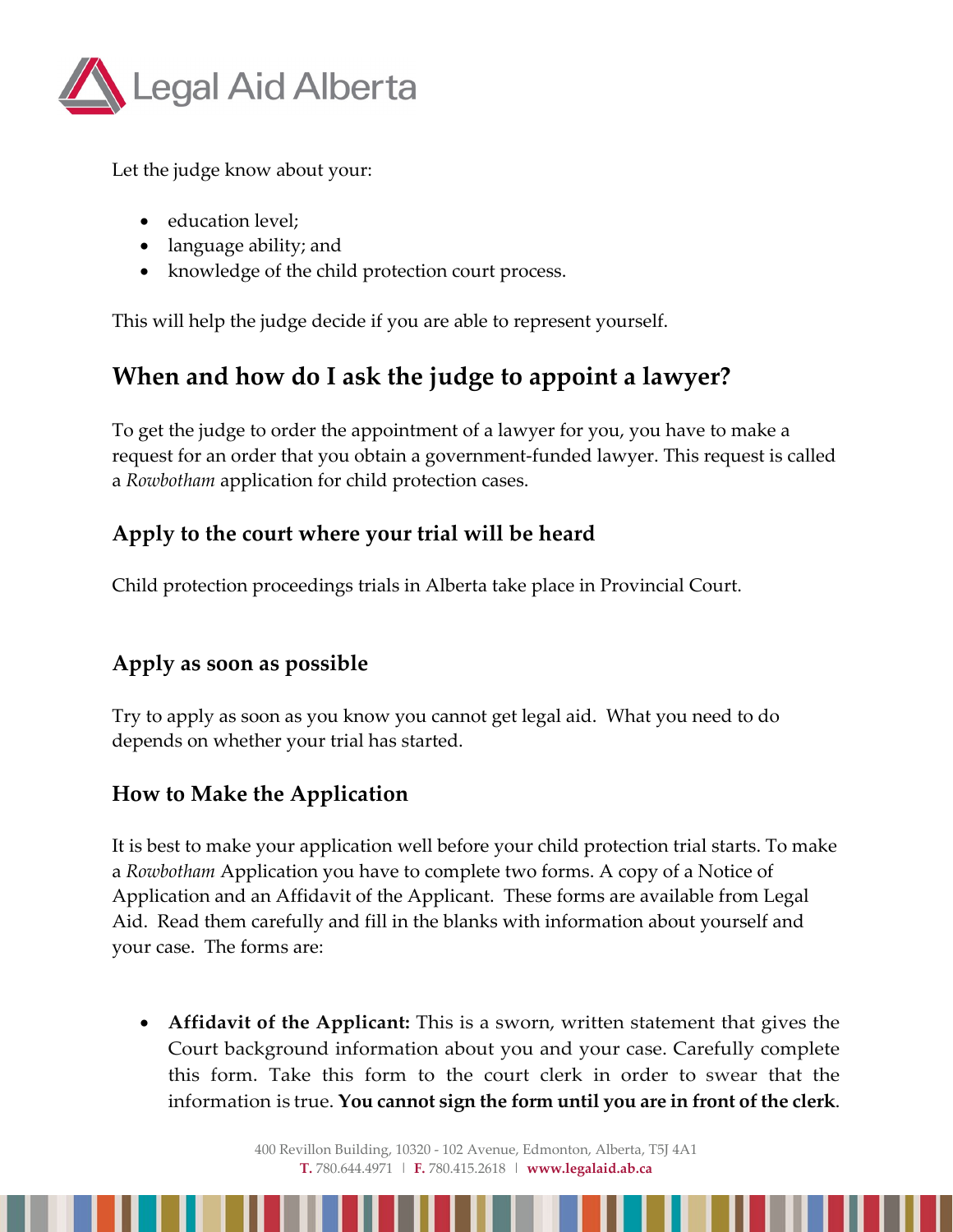Let the judge know about your:

- education level;
- language ability; and
- knowledge of the child protection court process.

This will help the judge decide if you are able to represent yourself.

## When and how do I ask the judge to appoint a lawyer?

To get the judge to order the appointment of a lawyer for you, you have to make a request for an order that you obtain a government-funded lawyer. This request is called a *Rowbotham* application for child protection cases.

### Apply to the court where your trial will be heard

Child protection proceedings trials in Alberta take place in Provincial Court.

### Apply as soon as possible

Try to apply as soon as you know you cannot get legal aid. What you need to do depends on whether your trial has started.

### How to Make the Application

It is best to make your application well before your child protection trial starts. To make a *Rowbotham* Application you have to complete two forms. A copy of a Notice of Application and an Affidavit of the Applicant. These forms are available from Legal Aid. Read them carefully and fill in the blanks with information about yourself and your case. The forms are:

- **Affidavit of the Applicant:** This is a sworn, written statement that gives the Court background information about you and your case. Carefully complete this form. Take this form to the court clerk in order to swear that the information is true. **You cannot sign the form until you are in front of the clerk**.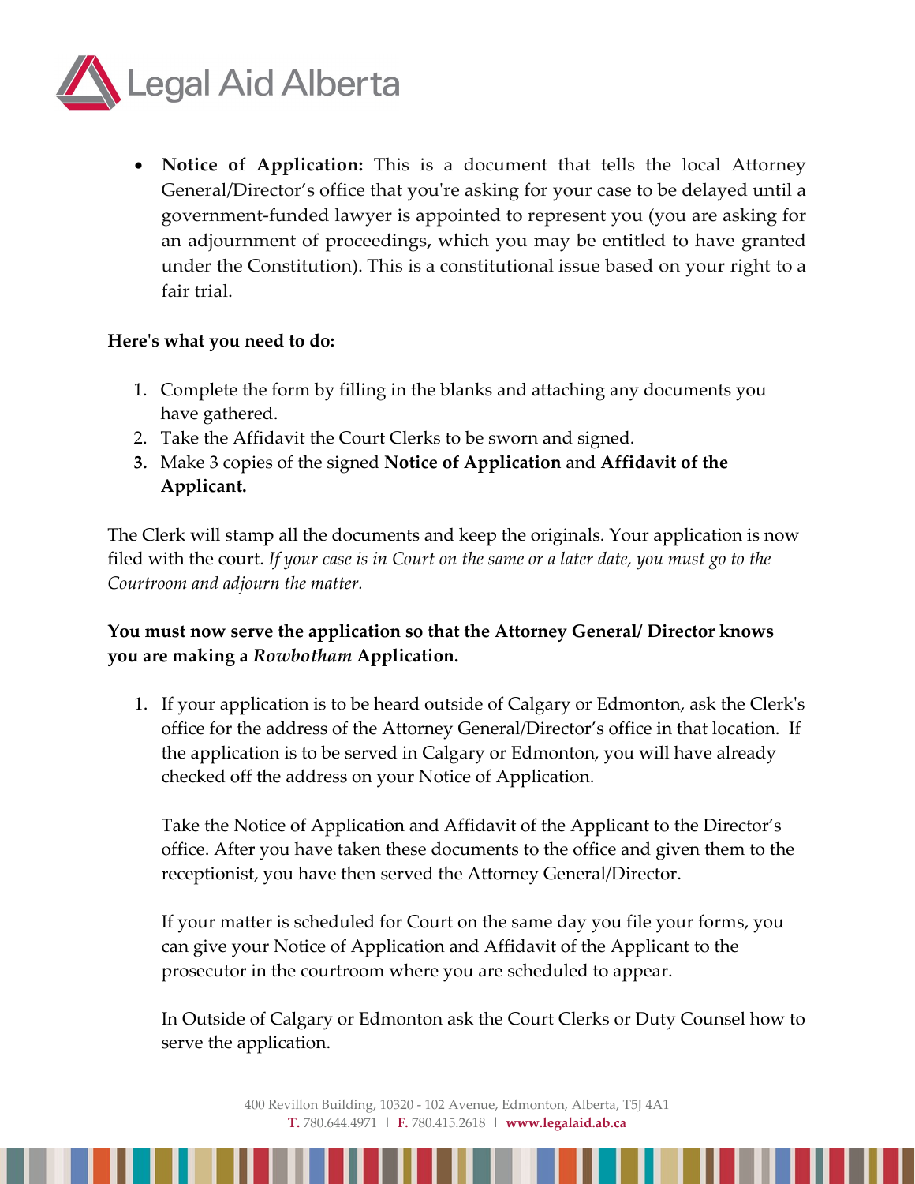- **Notice of Application:** This is a document that tells the local Attorney General/Director's office that you're asking for your case to be delayed until a government-funded lawyer is appointed to represent you (you are asking for an adjournment of proceedings**,** which you may be entitled to have granted under the Constitution). This is a constitutional issue based on your right to a fair trial.

**Here's what you need to do:**

1. Complete the form by filling in the blanks and attaching any documents you have gathered.
2. Take the Affidavit the Court Clerks to be sworn and signed.
3. Make 3 copies of the signed **Notice of Application** and **Affidavit of the Applicant.**

The Clerk will stamp all the documents and keep the originals. Your application is now filed with the court. *If your case is in Court on the same or a later date, you must go to the Courtroom and adjourn the matter.*

**You must now serve the application so that the Attorney General/ Director knows you are making a *Rowbotham* Application.**

1. If your application is to be heard outside of Calgary or Edmonton, ask the Clerk's office for the address of the Attorney General/Director's office in that location. If the application is to be served in Calgary or Edmonton, you will have already checked off the address on your Notice of Application.

   Take the Notice of Application and Affidavit of the Applicant to the Director's office. After you have taken these documents to the office and given them to the receptionist, you have then served the Attorney General/Director.

   If your matter is scheduled for Court on the same day you file your forms, you can give your Notice of Application and Affidavit of the Applicant to the prosecutor in the courtroom where you are scheduled to appear.

   In Outside of Calgary or Edmonton ask the Court Clerks or Duty Counsel how to serve the application.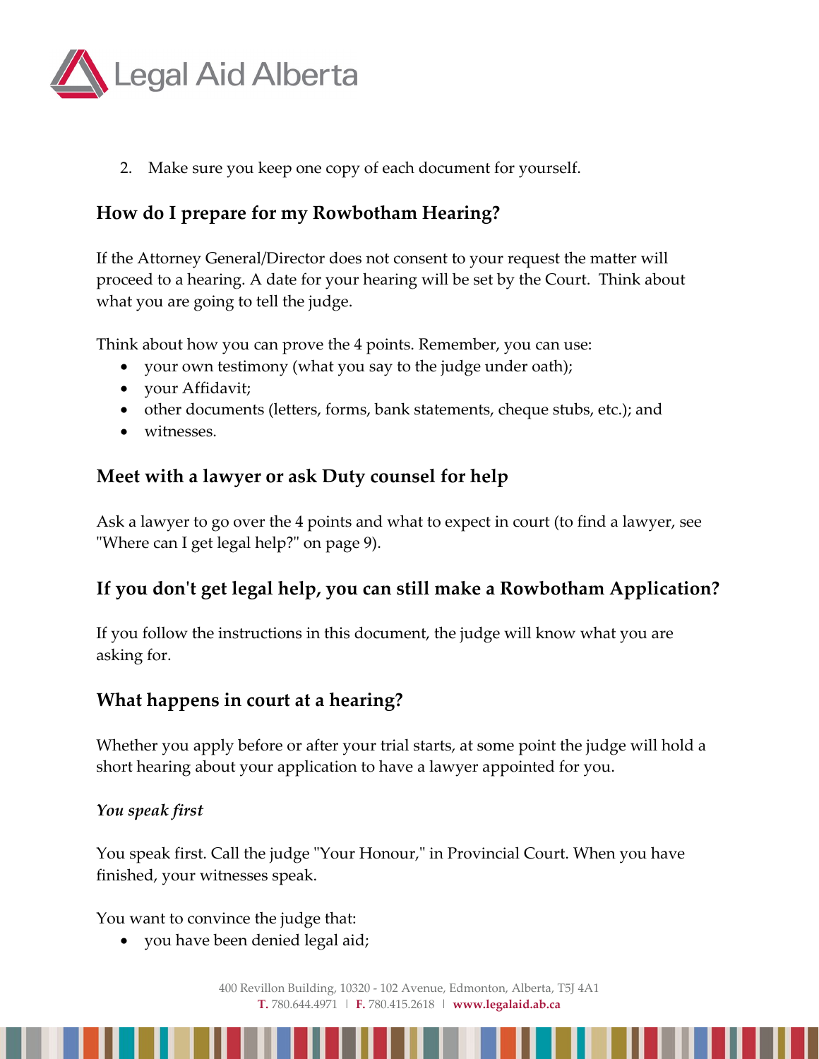2. Make sure you keep one copy of each document for yourself.

## How do I prepare for my Rowbotham Hearing?

If the Attorney General/Director does not consent to your request the matter will proceed to a hearing. A date for your hearing will be set by the Court. Think about what you are going to tell the judge.

Think about how you can prove the 4 points. Remember, you can use:

- your own testimony (what you say to the judge under oath);
- your Affidavit;
- other documents (letters, forms, bank statements, cheque stubs, etc.); and
- witnesses.

## Meet with a lawyer or ask Duty counsel for help

Ask a lawyer to go over the 4 points and what to expect in court (to find a lawyer, see "Where can I get legal help?" on page 9).

## If you don't get legal help, you can still make a Rowbotham Application?

If you follow the instructions in this document, the judge will know what you are asking for.

## What happens in court at a hearing?

Whether you apply before or after your trial starts, at some point the judge will hold a short hearing about your application to have a lawyer appointed for you.

### *You speak first*

You speak first. Call the judge "Your Honour," in Provincial Court. When you have finished, your witnesses speak.

You want to convince the judge that:

- you have been denied legal aid;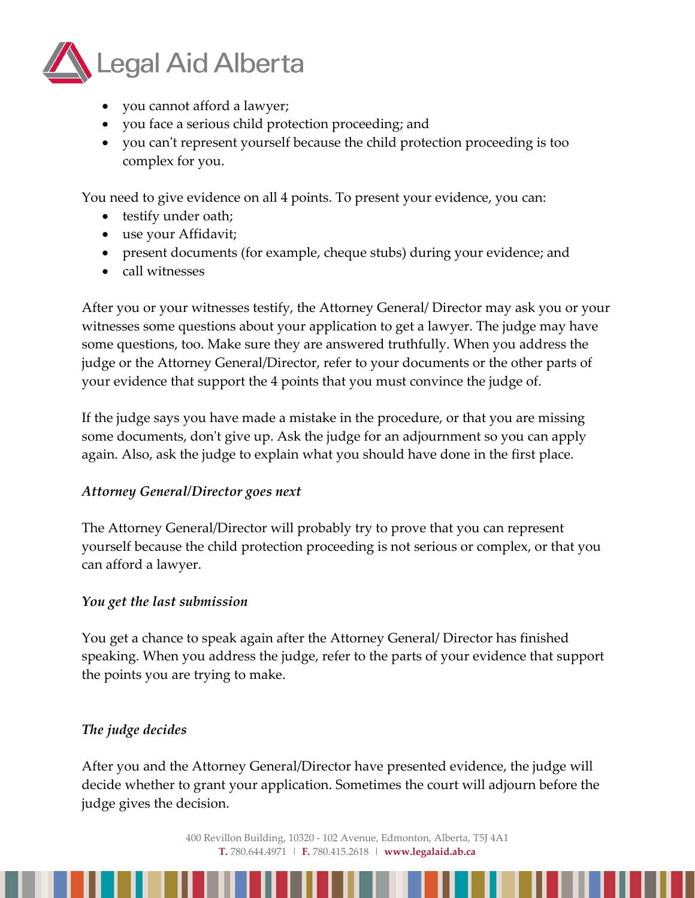- you cannot afford a lawyer;
- you face a serious child protection proceeding; and
- you can't represent yourself because the child protection proceeding is too complex for you.

You need to give evidence on all 4 points. To present your evidence, you can:

- testify under oath;
- use your Affidavit;
- present documents (for example, cheque stubs) during your evidence; and
- call witnesses

After you or your witnesses testify, the Attorney General/ Director may ask you or your witnesses some questions about your application to get a lawyer. The judge may have some questions, too. Make sure they are answered truthfully. When you address the judge or the Attorney General/Director, refer to your documents or the other parts of your evidence that support the 4 points that you must convince the judge of.

If the judge says you have made a mistake in the procedure, or that you are missing some documents, don't give up. Ask the judge for an adjournment so you can apply again. Also, ask the judge to explain what you should have done in the first place.

### *Attorney General/Director goes next*

The Attorney General/Director will probably try to prove that you can represent yourself because the child protection proceeding is not serious or complex, or that you can afford a lawyer.

### *You get the last submission*

You get a chance to speak again after the Attorney General/ Director has finished speaking. When you address the judge, refer to the parts of your evidence that support the points you are trying to make.

### *The judge decides*

After you and the Attorney General/Director have presented evidence, the judge will decide whether to grant your application. Sometimes the court will adjourn before the judge gives the decision.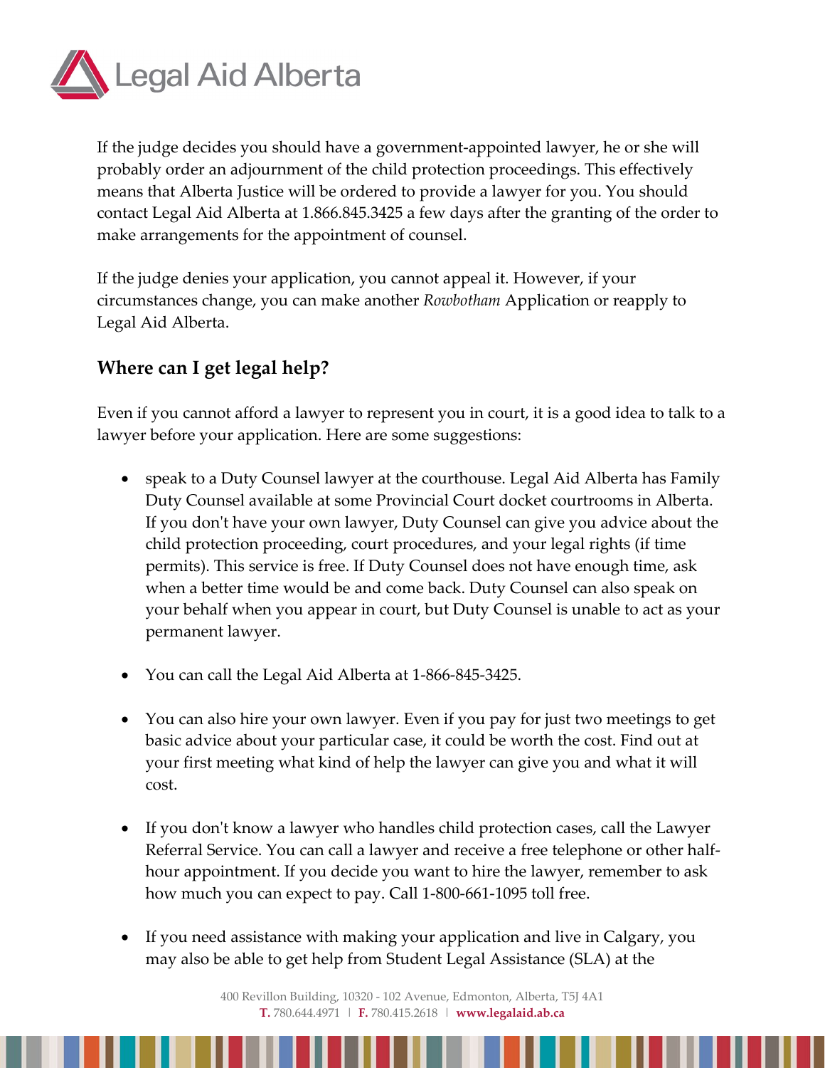If the judge decides you should have a government-appointed lawyer, he or she will probably order an adjournment of the child protection proceedings. This effectively means that Alberta Justice will be ordered to provide a lawyer for you. You should contact Legal Aid Alberta at 1.866.845.3425 a few days after the granting of the order to make arrangements for the appointment of counsel.

If the judge denies your application, you cannot appeal it. However, if your circumstances change, you can make another *Rowbotham* Application or reapply to Legal Aid Alberta.

## Where can I get legal help?

Even if you cannot afford a lawyer to represent you in court, it is a good idea to talk to a lawyer before your application. Here are some suggestions:

- speak to a Duty Counsel lawyer at the courthouse. Legal Aid Alberta has Family Duty Counsel available at some Provincial Court docket courtrooms in Alberta. If you don't have your own lawyer, Duty Counsel can give you advice about the child protection proceeding, court procedures, and your legal rights (if time permits). This service is free. If Duty Counsel does not have enough time, ask when a better time would be and come back. Duty Counsel can also speak on your behalf when you appear in court, but Duty Counsel is unable to act as your permanent lawyer.

- You can call the Legal Aid Alberta at 1-866-845-3425.

- You can also hire your own lawyer. Even if you pay for just two meetings to get basic advice about your particular case, it could be worth the cost. Find out at your first meeting what kind of help the lawyer can give you and what it will cost.

- If you don't know a lawyer who handles child protection cases, call the Lawyer Referral Service. You can call a lawyer and receive a free telephone or other half-hour appointment. If you decide you want to hire the lawyer, remember to ask how much you can expect to pay. Call 1-800-661-1095 toll free.

- If you need assistance with making your application and live in Calgary, you may also be able to get help from Student Legal Assistance (SLA) at the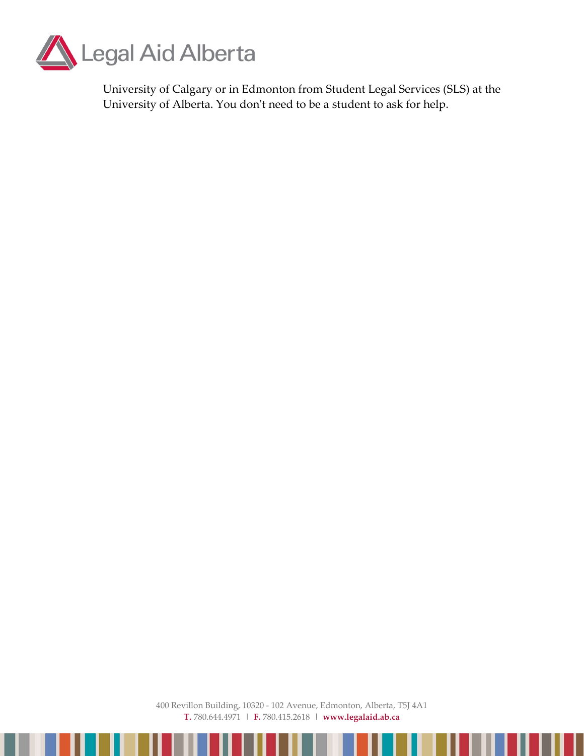University of Calgary or in Edmonton from Student Legal Services (SLS) at the University of Alberta. You don't need to be a student to ask for help.